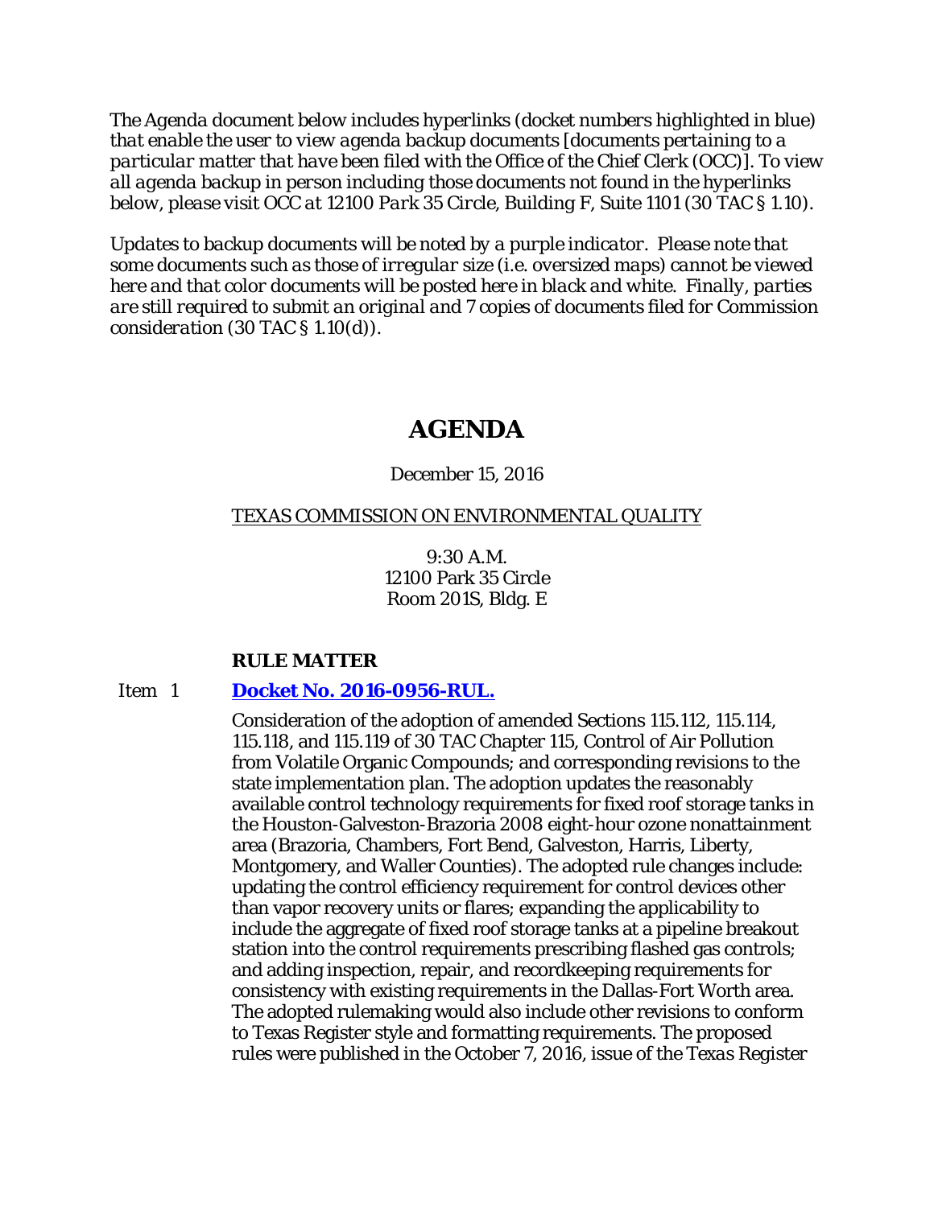*The Agenda document below includes hyperlinks (docket numbers highlighted in blue) that enable the user to view agenda backup documents [documents pertaining to a particular matter that have been filed with the Office of the Chief Clerk (OCC)]. To view all agenda backup in person including those documents not found in the hyperlinks below, please visit OCC at 12100 Park 35 Circle, Building F, Suite 1101 (30 TAC § 1.10).*

*Updates to backup documents will be noted by a purple indicator. Please note that some documents such as those of irregular size (i.e. oversized maps) cannot be viewed here and that color documents will be posted here in black and white. Finally, parties are still required to submit an original and 7 copies of documents filed for Commission consideration (30 TAC § 1.10(d)).*

# AGENDA

December 15, 2016

TEXAS COMMISSION ON ENVIRONMENTAL QUALITY

9:30 A.M.
12100 Park 35 Circle
Room 201S, Bldg. E

**RULE MATTER**

Item 1 **Docket No. 2016-0956-RUL.**

Consideration of the adoption of amended Sections 115.112, 115.114, 115.118, and 115.119 of 30 TAC Chapter 115, Control of Air Pollution from Volatile Organic Compounds; and corresponding revisions to the state implementation plan. The adoption updates the reasonably available control technology requirements for fixed roof storage tanks in the Houston-Galveston-Brazoria 2008 eight-hour ozone nonattainment area (Brazoria, Chambers, Fort Bend, Galveston, Harris, Liberty, Montgomery, and Waller Counties). The adopted rule changes include: updating the control efficiency requirement for control devices other than vapor recovery units or flares; expanding the applicability to include the aggregate of fixed roof storage tanks at a pipeline breakout station into the control requirements prescribing flashed gas controls; and adding inspection, repair, and recordkeeping requirements for consistency with existing requirements in the Dallas-Fort Worth area. The adopted rulemaking would also include other revisions to conform to Texas Register style and formatting requirements. The proposed rules were published in the October 7, 2016, issue of the *Texas Register*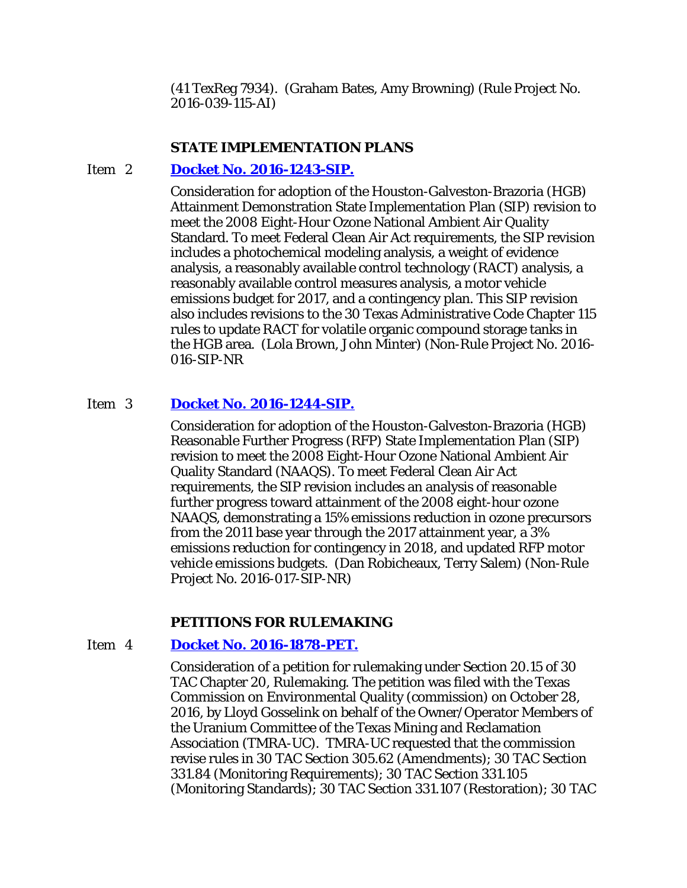(41 TexReg 7934). (Graham Bates, Amy Browning) (Rule Project No. 2016-039-115-AI)

## STATE IMPLEMENTATION PLANS

Item 2 **Docket No. 2016-1243-SIP.**

Consideration for adoption of the Houston-Galveston-Brazoria (HGB) Attainment Demonstration State Implementation Plan (SIP) revision to meet the 2008 Eight-Hour Ozone National Ambient Air Quality Standard. To meet Federal Clean Air Act requirements, the SIP revision includes a photochemical modeling analysis, a weight of evidence analysis, a reasonably available control technology (RACT) analysis, a reasonably available control measures analysis, a motor vehicle emissions budget for 2017, and a contingency plan. This SIP revision also includes revisions to the 30 Texas Administrative Code Chapter 115 rules to update RACT for volatile organic compound storage tanks in the HGB area. (Lola Brown, John Minter) (Non-Rule Project No. 2016-016-SIP-NR

Item 3 **Docket No. 2016-1244-SIP.**

Consideration for adoption of the Houston-Galveston-Brazoria (HGB) Reasonable Further Progress (RFP) State Implementation Plan (SIP) revision to meet the 2008 Eight-Hour Ozone National Ambient Air Quality Standard (NAAQS). To meet Federal Clean Air Act requirements, the SIP revision includes an analysis of reasonable further progress toward attainment of the 2008 eight-hour ozone NAAQS, demonstrating a 15% emissions reduction in ozone precursors from the 2011 base year through the 2017 attainment year, a 3% emissions reduction for contingency in 2018, and updated RFP motor vehicle emissions budgets. (Dan Robicheaux, Terry Salem) (Non-Rule Project No. 2016-017-SIP-NR)

## PETITIONS FOR RULEMAKING

Item 4 **Docket No. 2016-1878-PET.**

Consideration of a petition for rulemaking under Section 20.15 of 30 TAC Chapter 20, Rulemaking. The petition was filed with the Texas Commission on Environmental Quality (commission) on October 28, 2016, by Lloyd Gosselink on behalf of the Owner/Operator Members of the Uranium Committee of the Texas Mining and Reclamation Association (TMRA-UC). TMRA-UC requested that the commission revise rules in 30 TAC Section 305.62 (Amendments); 30 TAC Section 331.84 (Monitoring Requirements); 30 TAC Section 331.105 (Monitoring Standards); 30 TAC Section 331.107 (Restoration); 30 TAC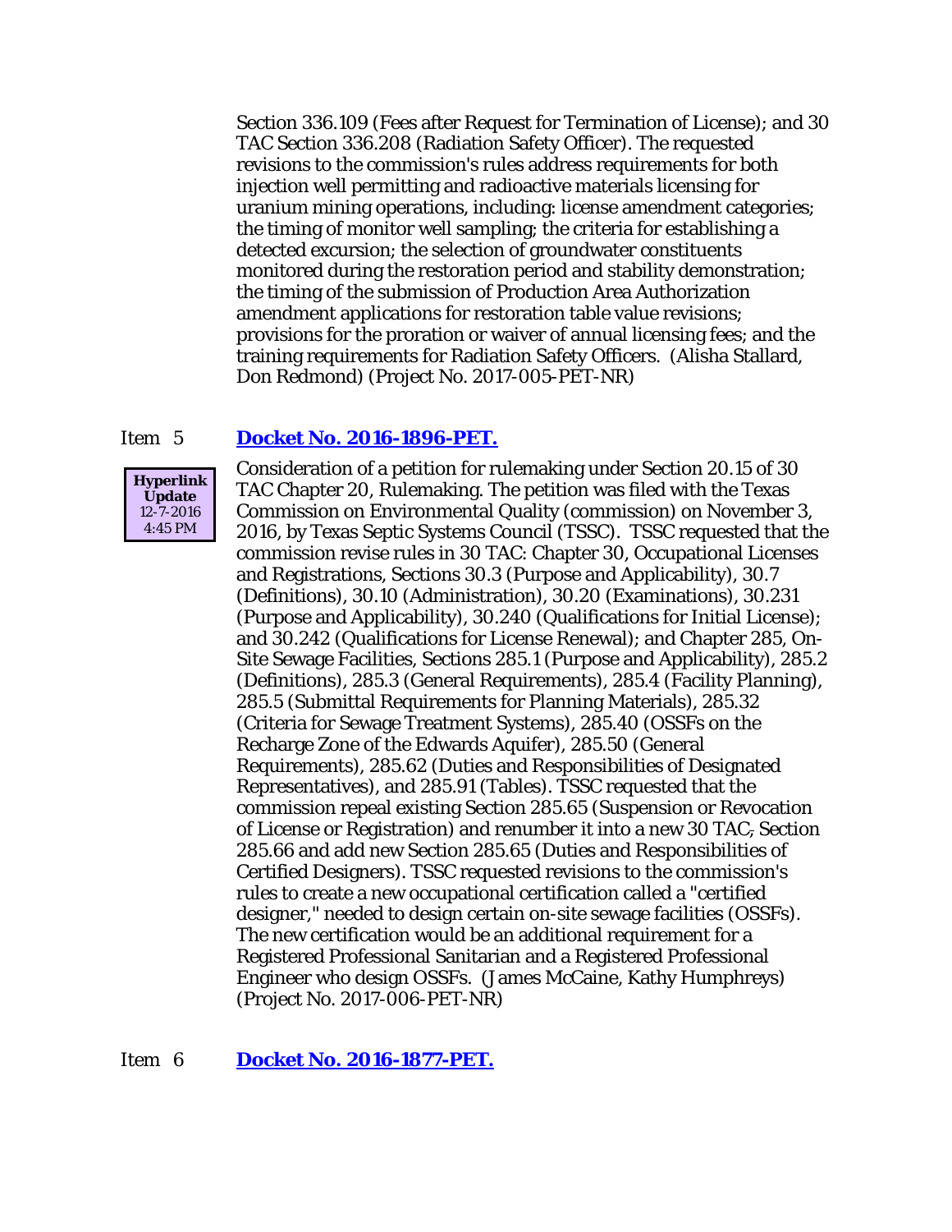Section 336.109 (Fees after Request for Termination of License); and 30 TAC Section 336.208 (Radiation Safety Officer). The requested revisions to the commission's rules address requirements for both injection well permitting and radioactive materials licensing for uranium mining operations, including: license amendment categories; the timing of monitor well sampling; the criteria for establishing a detected excursion; the selection of groundwater constituents monitored during the restoration period and stability demonstration; the timing of the submission of Production Area Authorization amendment applications for restoration table value revisions; provisions for the proration or waiver of annual licensing fees; and the training requirements for Radiation Safety Officers. (Alisha Stallard, Don Redmond) (Project No. 2017-005-PET-NR)

Item 5 **Docket No. 2016-1896-PET.**

**Hyperlink Update**
12-7-2016
4:45 PM

Consideration of a petition for rulemaking under Section 20.15 of 30 TAC Chapter 20, Rulemaking. The petition was filed with the Texas Commission on Environmental Quality (commission) on November 3, 2016, by Texas Septic Systems Council (TSSC). TSSC requested that the commission revise rules in 30 TAC: Chapter 30, Occupational Licenses and Registrations, Sections 30.3 (Purpose and Applicability), 30.7 (Definitions), 30.10 (Administration), 30.20 (Examinations), 30.231 (Purpose and Applicability), 30.240 (Qualifications for Initial License); and 30.242 (Qualifications for License Renewal); and Chapter 285, On-Site Sewage Facilities, Sections 285.1 (Purpose and Applicability), 285.2 (Definitions), 285.3 (General Requirements), 285.4 (Facility Planning), 285.5 (Submittal Requirements for Planning Materials), 285.32 (Criteria for Sewage Treatment Systems), 285.40 (OSSFs on the Recharge Zone of the Edwards Aquifer), 285.50 (General Requirements), 285.62 (Duties and Responsibilities of Designated Representatives), and 285.91 (Tables). TSSC requested that the commission repeal existing Section 285.65 (Suspension or Revocation of License or Registration) and renumber it into a new 30 TAC, Section 285.66 and add new Section 285.65 (Duties and Responsibilities of Certified Designers). TSSC requested revisions to the commission's rules to create a new occupational certification called a "certified designer," needed to design certain on-site sewage facilities (OSSFs). The new certification would be an additional requirement for a Registered Professional Sanitarian and a Registered Professional Engineer who design OSSFs. (James McCaine, Kathy Humphreys) (Project No. 2017-006-PET-NR)

Item 6 **Docket No. 2016-1877-PET.**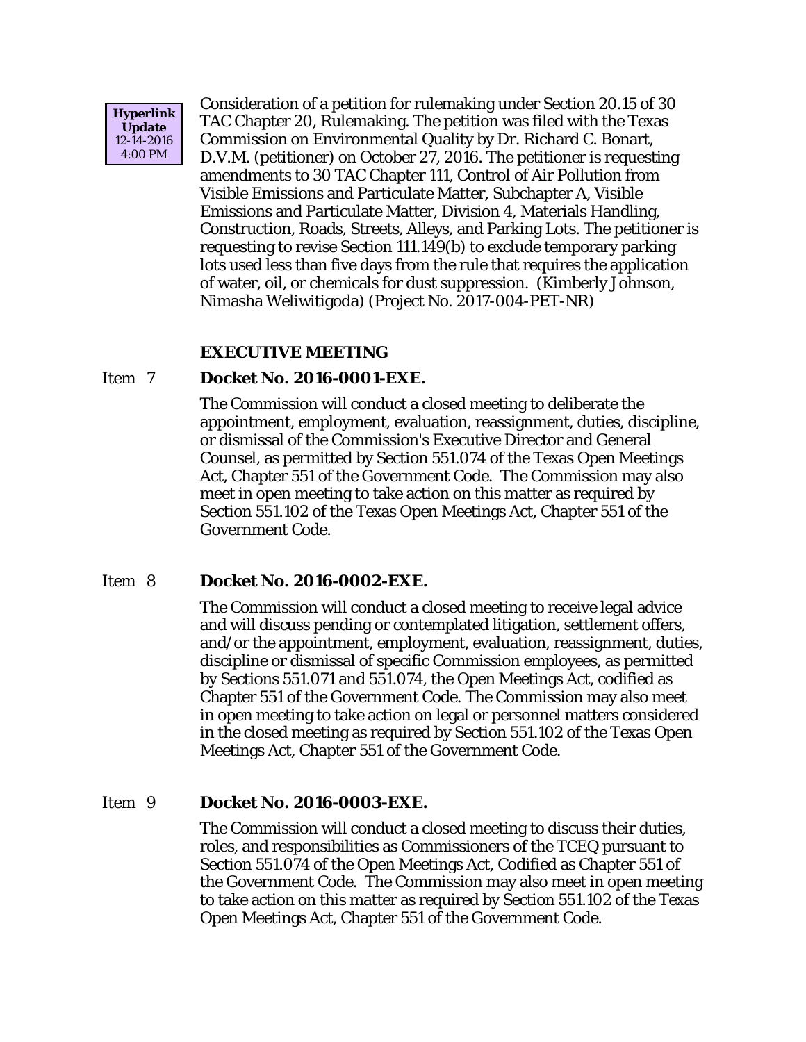**Hyperlink Update** 12-14-2016 4:00 PM

Consideration of a petition for rulemaking under Section 20.15 of 30 TAC Chapter 20, Rulemaking. The petition was filed with the Texas Commission on Environmental Quality by Dr. Richard C. Bonart, D.V.M. (petitioner) on October 27, 2016. The petitioner is requesting amendments to 30 TAC Chapter 111, Control of Air Pollution from Visible Emissions and Particulate Matter, Subchapter A, Visible Emissions and Particulate Matter, Division 4, Materials Handling, Construction, Roads, Streets, Alleys, and Parking Lots. The petitioner is requesting to revise Section 111.149(b) to exclude temporary parking lots used less than five days from the rule that requires the application of water, oil, or chemicals for dust suppression. (Kimberly Johnson, Nimasha Weliwitigoda) (Project No. 2017-004-PET-NR)

## EXECUTIVE MEETING

Item 7 **Docket No. 2016-0001-EXE.**

The Commission will conduct a closed meeting to deliberate the appointment, employment, evaluation, reassignment, duties, discipline, or dismissal of the Commission's Executive Director and General Counsel, as permitted by Section 551.074 of the Texas Open Meetings Act, Chapter 551 of the Government Code. The Commission may also meet in open meeting to take action on this matter as required by Section 551.102 of the Texas Open Meetings Act, Chapter 551 of the Government Code.

Item 8 **Docket No. 2016-0002-EXE.**

The Commission will conduct a closed meeting to receive legal advice and will discuss pending or contemplated litigation, settlement offers, and/or the appointment, employment, evaluation, reassignment, duties, discipline or dismissal of specific Commission employees, as permitted by Sections 551.071 and 551.074, the Open Meetings Act, codified as Chapter 551 of the Government Code. The Commission may also meet in open meeting to take action on legal or personnel matters considered in the closed meeting as required by Section 551.102 of the Texas Open Meetings Act, Chapter 551 of the Government Code.

Item 9 **Docket No. 2016-0003-EXE.**

The Commission will conduct a closed meeting to discuss their duties, roles, and responsibilities as Commissioners of the TCEQ pursuant to Section 551.074 of the Open Meetings Act, Codified as Chapter 551 of the Government Code. The Commission may also meet in open meeting to take action on this matter as required by Section 551.102 of the Texas Open Meetings Act, Chapter 551 of the Government Code.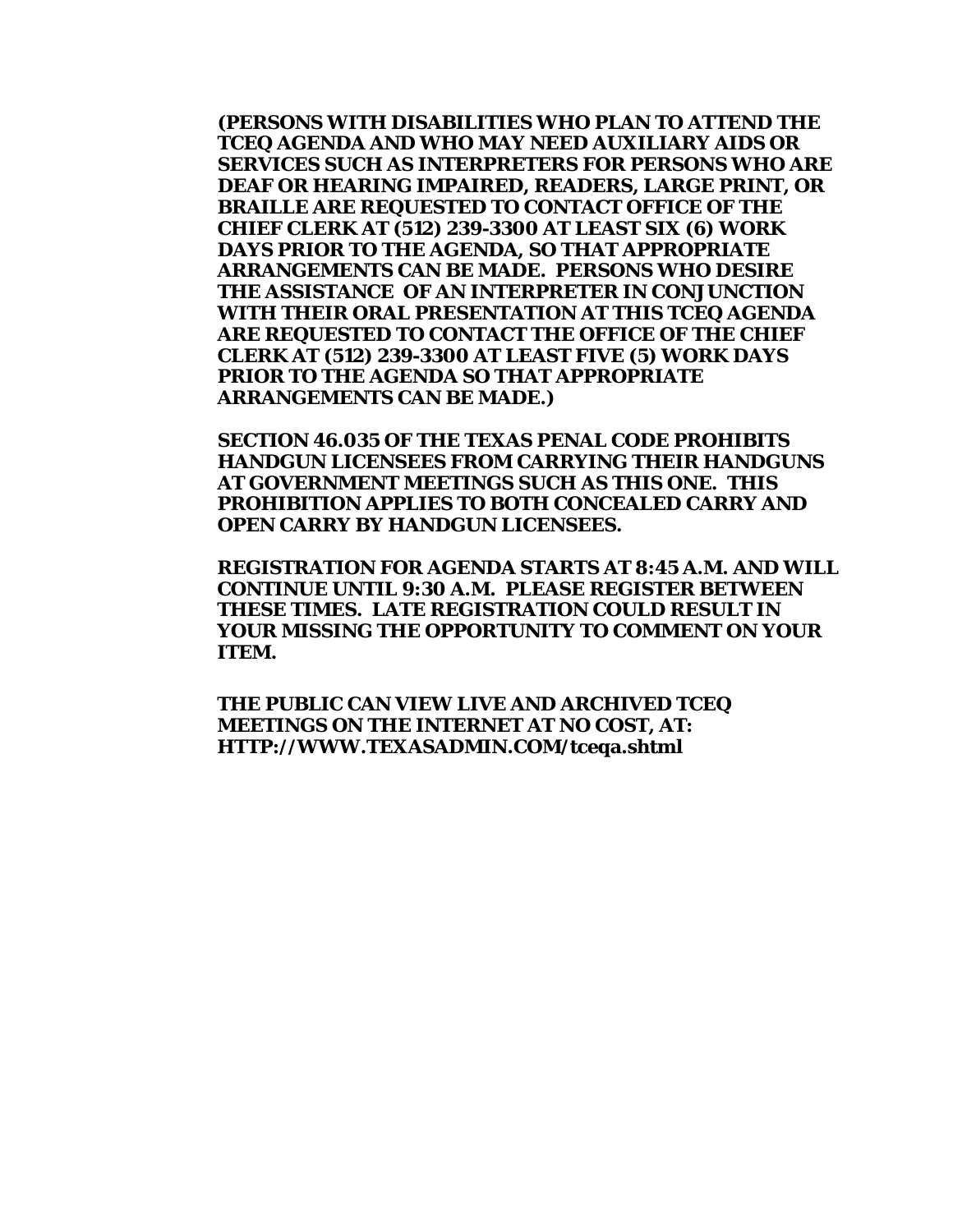**(PERSONS WITH DISABILITIES WHO PLAN TO ATTEND THE TCEQ AGENDA AND WHO MAY NEED AUXILIARY AIDS OR SERVICES SUCH AS INTERPRETERS FOR PERSONS WHO ARE DEAF OR HEARING IMPAIRED, READERS, LARGE PRINT, OR BRAILLE ARE REQUESTED TO CONTACT OFFICE OF THE CHIEF CLERK AT (512) 239-3300 AT LEAST SIX (6) WORK DAYS PRIOR TO THE AGENDA, SO THAT APPROPRIATE ARRANGEMENTS CAN BE MADE. PERSONS WHO DESIRE THE ASSISTANCE OF AN INTERPRETER IN CONJUNCTION WITH THEIR ORAL PRESENTATION AT THIS TCEQ AGENDA ARE REQUESTED TO CONTACT THE OFFICE OF THE CHIEF CLERK AT (512) 239-3300 AT LEAST FIVE (5) WORK DAYS PRIOR TO THE AGENDA SO THAT APPROPRIATE ARRANGEMENTS CAN BE MADE.)**

**SECTION 46.035 OF THE TEXAS PENAL CODE PROHIBITS HANDGUN LICENSEES FROM CARRYING THEIR HANDGUNS AT GOVERNMENT MEETINGS SUCH AS THIS ONE. THIS PROHIBITION APPLIES TO BOTH CONCEALED CARRY AND OPEN CARRY BY HANDGUN LICENSEES.**

**REGISTRATION FOR AGENDA STARTS AT 8:45 A.M. AND WILL CONTINUE UNTIL 9:30 A.M. PLEASE REGISTER BETWEEN THESE TIMES. LATE REGISTRATION COULD RESULT IN YOUR MISSING THE OPPORTUNITY TO COMMENT ON YOUR ITEM.**

**THE PUBLIC CAN VIEW LIVE AND ARCHIVED TCEQ MEETINGS ON THE INTERNET AT NO COST, AT: HTTP://WWW.TEXASADMIN.COM/tceqa.shtml**